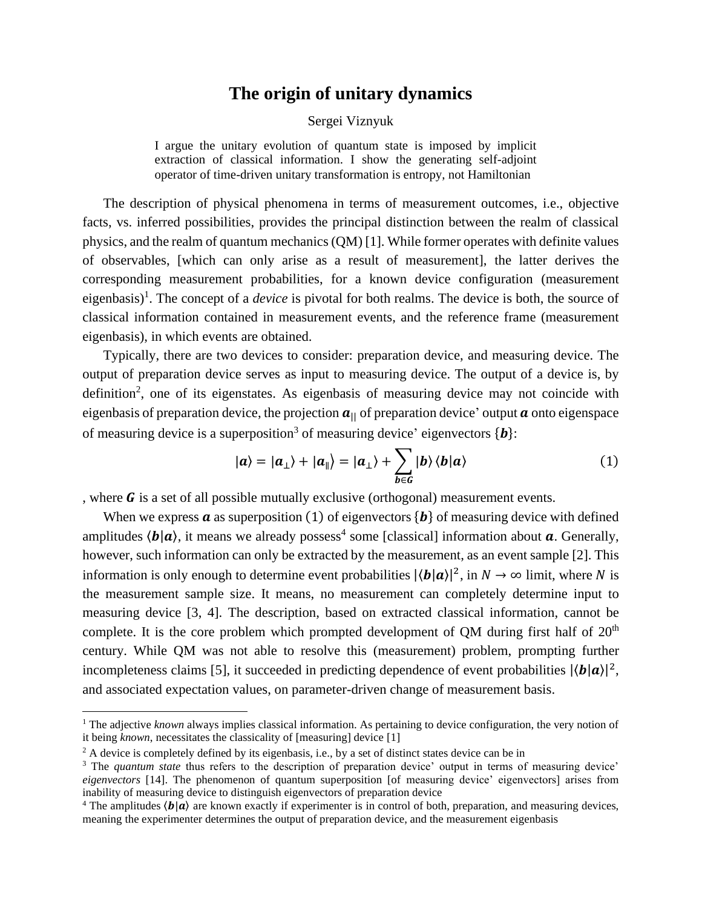# The origin of unitary dynamics

Sergei Viznyuk

I argue the unitary evolution of quantum state is imposed by implicit extraction of classical information. I show the generating self-adjoint operator of time-driven unitary transformation is entropy, not Hamiltonian

The description of physical phenomena in terms of measurement outcomes, i.e., objective facts, vs. inferred possibilities, provides the principal distinction between the realm of classical physics, and the realm of quantum mechanics (QM) [1]. While former operates with definite values of observables, [which can only arise as a result of measurement], the latter derives the corresponding measurement probabilities, for a known device configuration (measurement eigenbasis)[1]. The concept of a *device* is pivotal for both realms. The device is both, the source of classical information contained in measurement events, and the reference frame (measurement eigenbasis), in which events are obtained.

Typically, there are two devices to consider: preparation device, and measuring device. The output of preparation device serves as input to measuring device. The output of a device is, by definition[2], one of its eigenstates. As eigenbasis of measuring device may not coincide with eigenbasis of preparation device, the projection $\boldsymbol{a}_{||}$ of preparation device' output $\boldsymbol{a}$ onto eigenspace of measuring device is a superposition[3] of measuring device' eigenvectors $\{\boldsymbol{b}\}$:

$$|\boldsymbol{a}\rangle = |\boldsymbol{a}_{\perp}\rangle + |\boldsymbol{a}_{\parallel}\rangle = |\boldsymbol{a}_{\perp}\rangle + \sum_{\boldsymbol{b}\in\boldsymbol{G}} |\boldsymbol{b}\rangle\langle\boldsymbol{b}|\boldsymbol{a}\rangle \tag{1}$$

, where $\boldsymbol{G}$ is a set of all possible mutually exclusive (orthogonal) measurement events.

When we express $\boldsymbol{a}$ as superposition (1) of eigenvectors $\{\boldsymbol{b}\}$ of measuring device with defined amplitudes $\langle\boldsymbol{b}|\boldsymbol{a}\rangle$, it means we already possess[4] some [classical] information about $\boldsymbol{a}$. Generally, however, such information can only be extracted by the measurement, as an event sample [2]. This information is only enough to determine event probabilities $|\langle\boldsymbol{b}|\boldsymbol{a}\rangle|^2$, in $N \to \infty$ limit, where $N$ is the measurement sample size. It means, no measurement can completely determine input to measuring device [3, 4]. The description, based on extracted classical information, cannot be complete. It is the core problem which prompted development of QM during first half of 20th century. While QM was not able to resolve this (measurement) problem, prompting further incompleteness claims [5], it succeeded in predicting dependence of event probabilities $|\langle\boldsymbol{b}|\boldsymbol{a}\rangle|^2$, and associated expectation values, on parameter-driven change of measurement basis.

---

[1] The adjective *known* always implies classical information. As pertaining to device configuration, the very notion of it being *known*, necessitates the classicality of [measuring] device [1]

[2] A device is completely defined by its eigenbasis, i.e., by a set of distinct states device can be in

[3] The *quantum state* thus refers to the description of preparation device' output in terms of measuring device' *eigenvectors* [14]. The phenomenon of quantum superposition [of measuring device' eigenvectors] arises from inability of measuring device to distinguish eigenvectors of preparation device

[4] The amplitudes $\langle\boldsymbol{b}|\boldsymbol{a}\rangle$ are known exactly if experimenter is in control of both, preparation, and measuring devices, meaning the experimenter determines the output of preparation device, and the measurement eigenbasis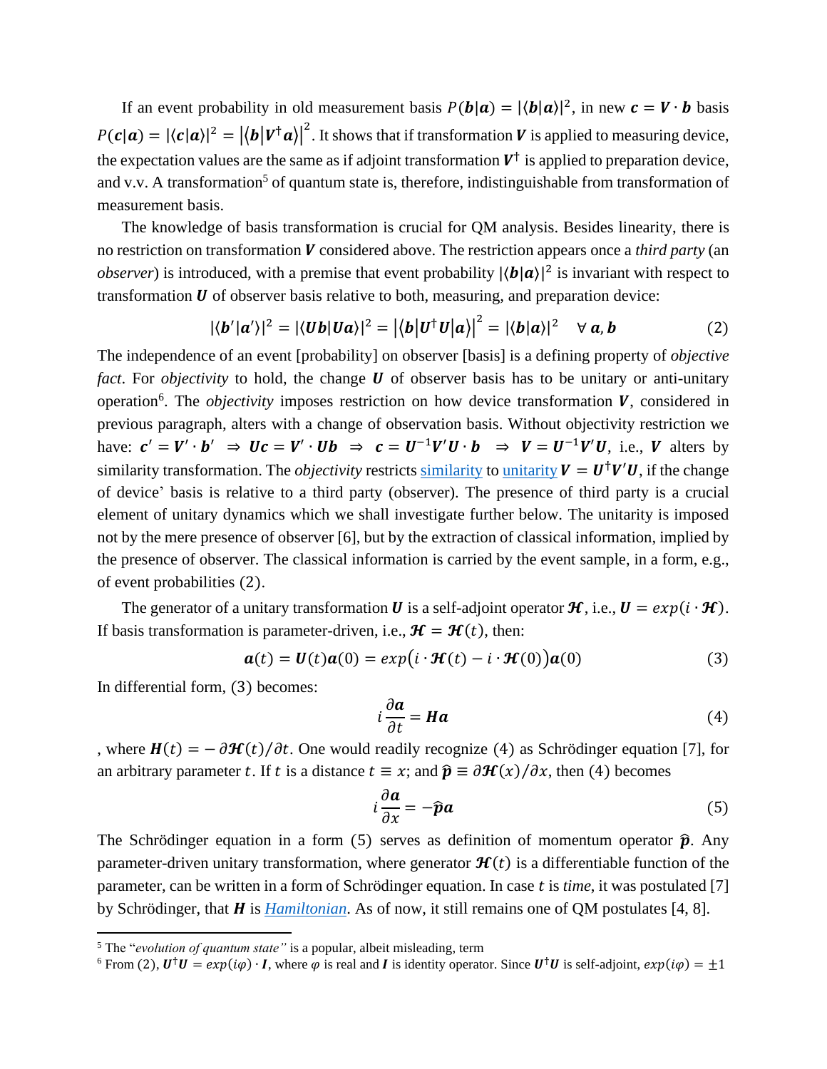If an event probability in old measurement basis $P(\boldsymbol{b}|\boldsymbol{a}) = |\langle \boldsymbol{b}|\boldsymbol{a}\rangle|^2$, in new $\boldsymbol{c} = \boldsymbol{V} \cdot \boldsymbol{b}$ basis $P(\boldsymbol{c}|\boldsymbol{a}) = |\langle \boldsymbol{c}|\boldsymbol{a}\rangle|^2 = \left|\langle \boldsymbol{b}|\boldsymbol{V}^\dagger \boldsymbol{a}\rangle\right|^2$. It shows that if transformation $\boldsymbol{V}$ is applied to measuring device, the expectation values are the same as if adjoint transformation $\boldsymbol{V}^\dagger$ is applied to preparation device, and v.v. A transformation[5] of quantum state is, therefore, indistinguishable from transformation of measurement basis.

The knowledge of basis transformation is crucial for QM analysis. Besides linearity, there is no restriction on transformation $\boldsymbol{V}$ considered above. The restriction appears once a *third party* (an *observer*) is introduced, with a premise that event probability $|\langle \boldsymbol{b}|\boldsymbol{a}\rangle|^2$ is invariant with respect to transformation $\boldsymbol{U}$ of observer basis relative to both, measuring, and preparation device:

$$|\langle \boldsymbol{b}'|\boldsymbol{a}'\rangle|^2 = |\langle \boldsymbol{U}\boldsymbol{b}|\boldsymbol{U}\boldsymbol{a}\rangle|^2 = \left|\langle \boldsymbol{b}|\boldsymbol{U}^\dagger \boldsymbol{U}|\boldsymbol{a}\rangle\right|^2 = |\langle \boldsymbol{b}|\boldsymbol{a}\rangle|^2 \quad \forall\, \boldsymbol{a}, \boldsymbol{b} \tag{2}$$

The independence of an event [probability] on observer [basis] is a defining property of *objective fact*. For *objectivity* to hold, the change $\boldsymbol{U}$ of observer basis has to be unitary or anti-unitary operation[6]. The *objectivity* imposes restriction on how device transformation $\boldsymbol{V}$, considered in previous paragraph, alters with a change of observation basis. Without objectivity restriction we have: $\boldsymbol{c}' = \boldsymbol{V}' \cdot \boldsymbol{b}' \;\Rightarrow\; \boldsymbol{U}\boldsymbol{c} = \boldsymbol{V}' \cdot \boldsymbol{U}\boldsymbol{b} \;\Rightarrow\; \boldsymbol{c} = \boldsymbol{U}^{-1}\boldsymbol{V}'\boldsymbol{U} \cdot \boldsymbol{b} \;\Rightarrow\; \boldsymbol{V} = \boldsymbol{U}^{-1}\boldsymbol{V}'\boldsymbol{U}$, i.e., $\boldsymbol{V}$ alters by similarity transformation. The *objectivity* restricts similarity to unitarity $\boldsymbol{V} = \boldsymbol{U}^\dagger \boldsymbol{V}' \boldsymbol{U}$, if the change of device' basis is relative to a third party (observer). The presence of third party is a crucial element of unitary dynamics which we shall investigate further below. The unitarity is imposed not by the mere presence of observer [6], but by the extraction of classical information, implied by the presence of observer. The classical information is carried by the event sample, in a form, e.g., of event probabilities (2).

The generator of a unitary transformation $\boldsymbol{U}$ is a self-adjoint operator $\boldsymbol{\mathcal{H}}$, i.e., $\boldsymbol{U} = exp(i \cdot \boldsymbol{\mathcal{H}})$. If basis transformation is parameter-driven, i.e., $\boldsymbol{\mathcal{H}} = \boldsymbol{\mathcal{H}}(t)$, then:

$$\boldsymbol{a}(t) = \boldsymbol{U}(t)\boldsymbol{a}(0) = exp\big(i \cdot \boldsymbol{\mathcal{H}}(t) - i \cdot \boldsymbol{\mathcal{H}}(0)\big)\boldsymbol{a}(0) \tag{3}$$

In differential form, (3) becomes:

$$i\frac{\partial \boldsymbol{a}}{\partial t} = \boldsymbol{H}\boldsymbol{a} \tag{4}$$

, where $\boldsymbol{H}(t) = -\,\partial\boldsymbol{\mathcal{H}}(t)/\partial t$. One would readily recognize (4) as Schrödinger equation [7], for an arbitrary parameter $t$. If $t$ is a distance $t \equiv x$; and $\hat{\boldsymbol{p}} \equiv \partial\boldsymbol{\mathcal{H}}(x)/\partial x$, then (4) becomes

$$i\frac{\partial \boldsymbol{a}}{\partial x} = -\hat{\boldsymbol{p}}\boldsymbol{a} \tag{5}$$

The Schrödinger equation in a form (5) serves as definition of momentum operator $\hat{\boldsymbol{p}}$. Any parameter-driven unitary transformation, where generator $\boldsymbol{\mathcal{H}}(t)$ is a differentiable function of the parameter, can be written in a form of Schrödinger equation. In case $t$ is *time*, it was postulated [7] by Schrödinger, that $\boldsymbol{H}$ is *Hamiltonian*. As of now, it still remains one of QM postulates [4, 8].

---

[5] The "*evolution of quantum state"* is a popular, albeit misleading, term

[6] From (2), $\boldsymbol{U}^\dagger\boldsymbol{U} = exp(i\varphi) \cdot \boldsymbol{I}$, where $\varphi$ is real and $\boldsymbol{I}$ is identity operator. Since $\boldsymbol{U}^\dagger\boldsymbol{U}$ is self-adjoint, $exp(i\varphi) = \pm 1$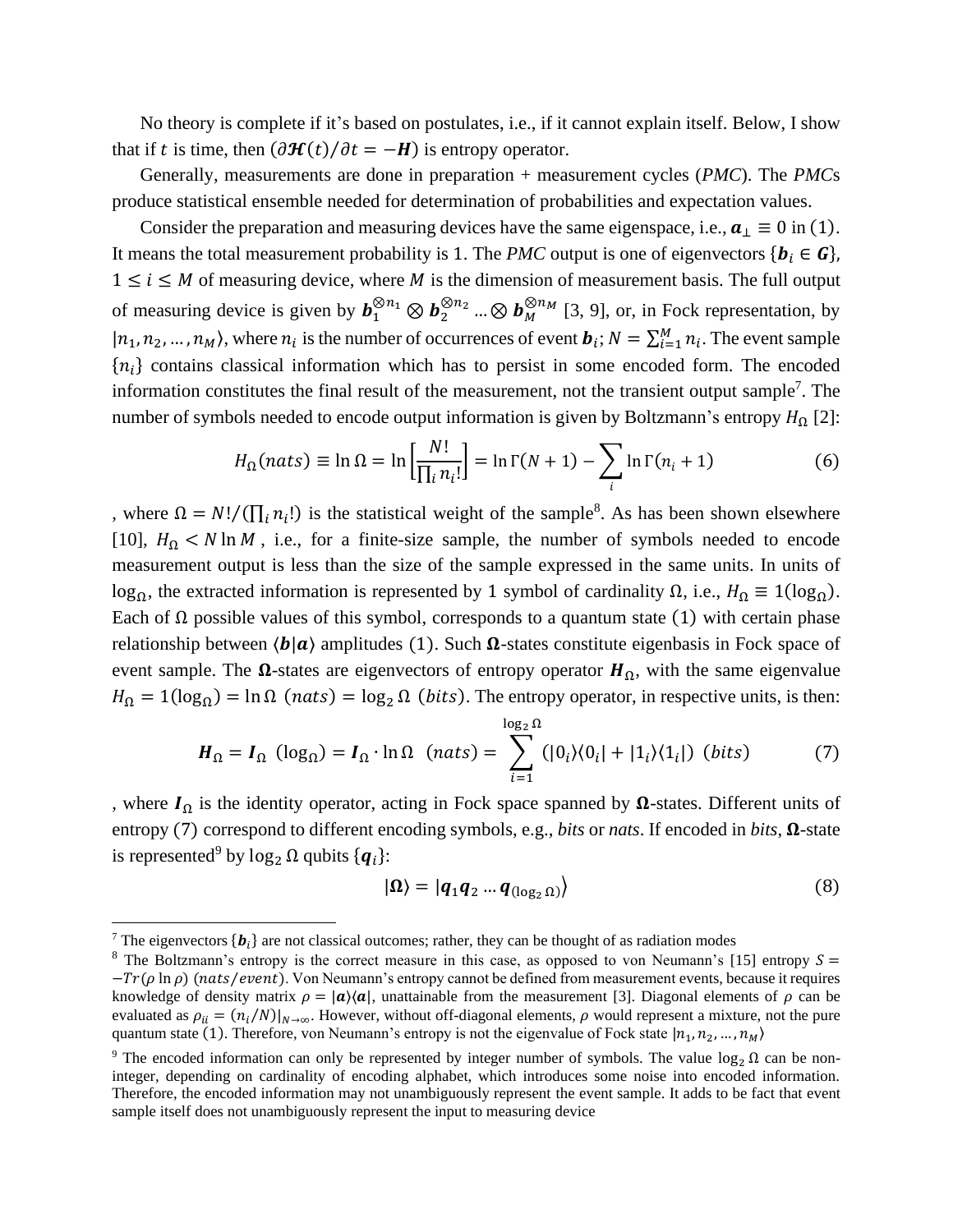No theory is complete if it's based on postulates, i.e., if it cannot explain itself. Below, I show that if $t$ is time, then $(\partial\boldsymbol{\mathcal{H}}(t)/\partial t = -\boldsymbol{H})$ is entropy operator.

Generally, measurements are done in preparation + measurement cycles (*PMC*). The *PMC*s produce statistical ensemble needed for determination of probabilities and expectation values.

Consider the preparation and measuring devices have the same eigenspace, i.e., $\boldsymbol{a}_\perp \equiv 0$ in $(1)$. It means the total measurement probability is 1. The *PMC* output is one of eigenvectors $\{\boldsymbol{b}_i \in \boldsymbol{G}\}$, $1 \le i \le M$ of measuring device, where $M$ is the dimension of measurement basis. The full output of measuring device is given by $\boldsymbol{b}_1^{\otimes n_1} \otimes \boldsymbol{b}_2^{\otimes n_2} \dots \otimes \boldsymbol{b}_M^{\otimes n_M}$ [3, 9], or, in Fock representation, by $|n_1, n_2, \dots, n_M\rangle$, where $n_i$ is the number of occurrences of event $\boldsymbol{b}_i$; $N = \sum_{i=1}^{M} n_i$. The event sample $\{n_i\}$ contains classical information which has to persist in some encoded form. The encoded information constitutes the final result of the measurement, not the transient output sample[7]. The number of symbols needed to encode output information is given by Boltzmann's entropy $H_\Omega$ [2]:

$$H_\Omega(nats) \equiv \ln \Omega = \ln\left[\frac{N!}{\prod_i n_i!}\right] = \ln\Gamma(N+1) - \sum_i \ln\Gamma(n_i + 1) \qquad (6)$$

, where $\Omega = N!/(\prod_i n_i!)$ is the statistical weight of the sample[8]. As has been shown elsewhere [10], $H_\Omega < N \ln M$, i.e., for a finite-size sample, the number of symbols needed to encode measurement output is less than the size of the sample expressed in the same units. In units of $\log_\Omega$, the extracted information is represented by 1 symbol of cardinality $\Omega$, i.e., $H_\Omega \equiv 1(\log_\Omega)$. Each of $\Omega$ possible values of this symbol, corresponds to a quantum state $(1)$ with certain phase relationship between $\langle \boldsymbol{b}|\boldsymbol{a}\rangle$ amplitudes $(1)$. Such $\boldsymbol{\Omega}$-states constitute eigenbasis in Fock space of event sample. The $\boldsymbol{\Omega}$-states are eigenvectors of entropy operator $\boldsymbol{H}_\Omega$, with the same eigenvalue $H_\Omega = 1(\log_\Omega) = \ln\Omega\ (nats) = \log_2\Omega\ (bits)$. The entropy operator, in respective units, is then:

$$\boldsymbol{H}_\Omega = \boldsymbol{I}_\Omega\ (\log_\Omega) = \boldsymbol{I}_\Omega \cdot \ln\Omega\ \ (nats) = \sum_{i=1}^{\log_2\Omega} (|0_i\rangle\langle 0_i| + |1_i\rangle\langle 1_i|)\ \ (bits) \qquad (7)$$

, where $\boldsymbol{I}_\Omega$ is the identity operator, acting in Fock space spanned by $\boldsymbol{\Omega}$-states. Different units of entropy $(7)$ correspond to different encoding symbols, e.g., *bits* or *nats*. If encoded in *bits*, $\boldsymbol{\Omega}$-state is represented[9] by $\log_2\Omega$ qubits $\{\boldsymbol{q}_i\}$:

$$|\boldsymbol{\Omega}\rangle = |\boldsymbol{q}_1\boldsymbol{q}_2 \dots \boldsymbol{q}_{(\log_2\Omega)}\rangle \qquad (8)$$

---

[7] The eigenvectors $\{\boldsymbol{b}_i\}$ are not classical outcomes; rather, they can be thought of as radiation modes

[8] The Boltzmann's entropy is the correct measure in this case, as opposed to von Neumann's [15] entropy $S = -Tr(\rho \ln\rho)\ (nats/event)$. Von Neumann's entropy cannot be defined from measurement events, because it requires knowledge of density matrix $\rho = |\boldsymbol{a}\rangle\langle\boldsymbol{a}|$, unattainable from the measurement [3]. Diagonal elements of $\rho$ can be evaluated as $\rho_{ii} = (n_i/N)|_{N\to\infty}$. However, without off-diagonal elements, $\rho$ would represent a mixture, not the pure quantum state $(1)$. Therefore, von Neumann's entropy is not the eigenvalue of Fock state $|n_1, n_2, \dots, n_M\rangle$

[9] The encoded information can only be represented by integer number of symbols. The value $\log_2\Omega$ can be non-integer, depending on cardinality of encoding alphabet, which introduces some noise into encoded information. Therefore, the encoded information may not unambiguously represent the event sample. It adds to be fact that event sample itself does not unambiguously represent the input to measuring device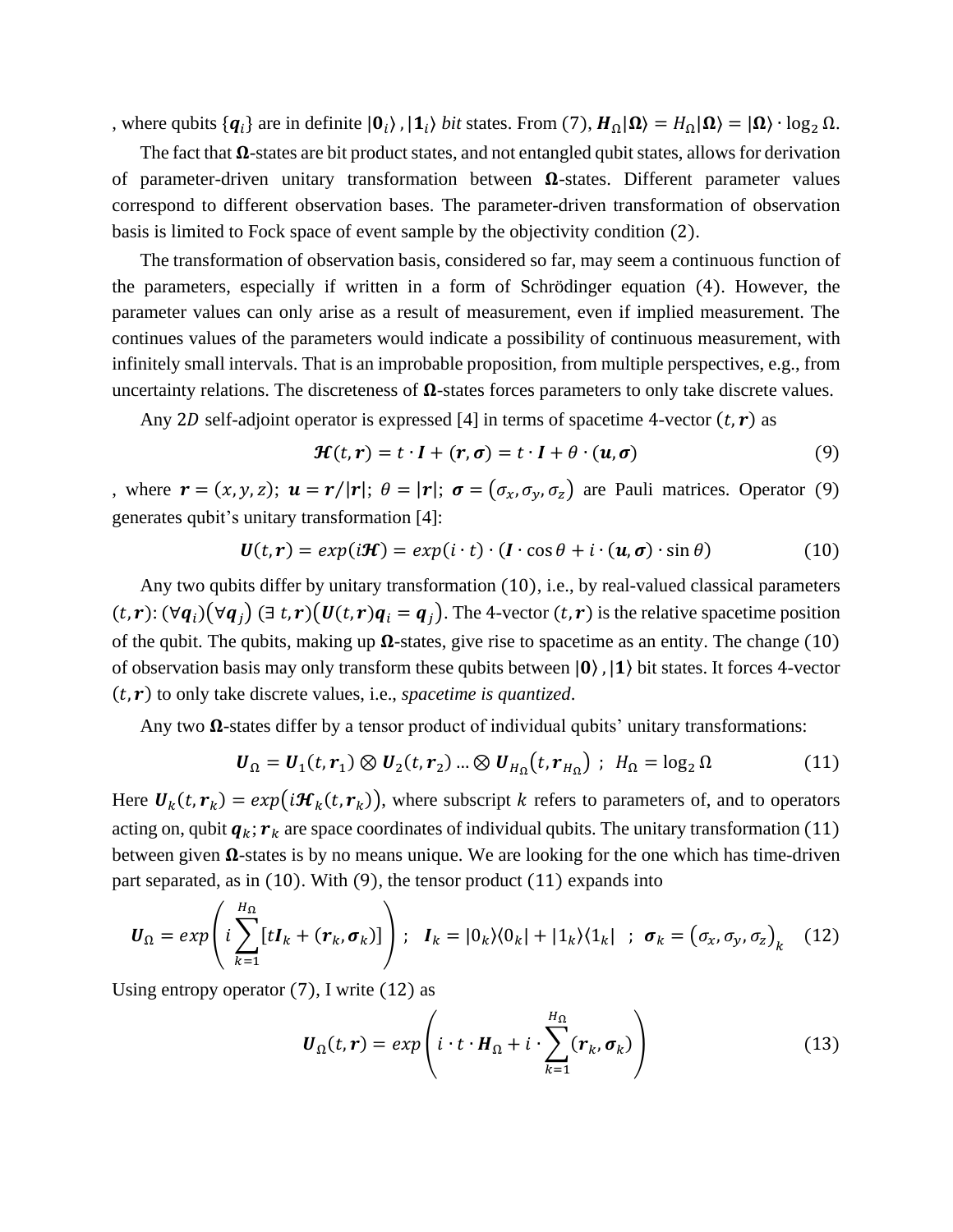, where qubits $\{\boldsymbol{q}_i\}$ are in definite $|\boldsymbol{0}_i\rangle\,,|\boldsymbol{1}_i\rangle$ *bit* states. From (7), $\boldsymbol{H}_\Omega|\boldsymbol{\Omega}\rangle = H_\Omega|\boldsymbol{\Omega}\rangle = |\boldsymbol{\Omega}\rangle \cdot \log_2 \Omega$.

The fact that $\boldsymbol{\Omega}$-states are bit product states, and not entangled qubit states, allows for derivation of parameter-driven unitary transformation between $\boldsymbol{\Omega}$-states. Different parameter values correspond to different observation bases. The parameter-driven transformation of observation basis is limited to Fock space of event sample by the objectivity condition (2).

The transformation of observation basis, considered so far, may seem a continuous function of the parameters, especially if written in a form of Schrödinger equation (4). However, the parameter values can only arise as a result of measurement, even if implied measurement. The continues values of the parameters would indicate a possibility of continuous measurement, with infinitely small intervals. That is an improbable proposition, from multiple perspectives, e.g., from uncertainty relations. The discreteness of $\boldsymbol{\Omega}$-states forces parameters to only take discrete values.

Any $2D$ self-adjoint operator is expressed [4] in terms of spacetime 4-vector $(t, \boldsymbol{r})$ as

$$\boldsymbol{\mathcal{H}}(t,\boldsymbol{r}) = t \cdot \boldsymbol{I} + (\boldsymbol{r}, \boldsymbol{\sigma}) = t \cdot \boldsymbol{I} + \theta \cdot (\boldsymbol{u}, \boldsymbol{\sigma}) \tag{9}$$

, where $\boldsymbol{r} = (x, y, z)$; $\boldsymbol{u} = \boldsymbol{r}/|\boldsymbol{r}|$; $\theta = |\boldsymbol{r}|$; $\boldsymbol{\sigma} = (\sigma_x, \sigma_y, \sigma_z)$ are Pauli matrices. Operator (9) generates qubit's unitary transformation [4]:

$$\boldsymbol{U}(t,\boldsymbol{r}) = exp(i\boldsymbol{\mathcal{H}}) = exp(i \cdot t) \cdot (\boldsymbol{I} \cdot \cos\theta + i \cdot (\boldsymbol{u}, \boldsymbol{\sigma}) \cdot \sin\theta) \tag{10}$$

Any two qubits differ by unitary transformation (10), i.e., by real-valued classical parameters $(t, \boldsymbol{r})$: $(\forall \boldsymbol{q}_i)(\forall \boldsymbol{q}_j)\ (\exists\ t, \boldsymbol{r})\big(\boldsymbol{U}(t,\boldsymbol{r})\boldsymbol{q}_i = \boldsymbol{q}_j\big)$. The 4-vector $(t, \boldsymbol{r})$ is the relative spacetime position of the qubit. The qubits, making up $\boldsymbol{\Omega}$-states, give rise to spacetime as an entity. The change (10) of observation basis may only transform these qubits between $|\boldsymbol{0}\rangle\,,|\boldsymbol{1}\rangle$ bit states. It forces 4-vector $(t, \boldsymbol{r})$ to only take discrete values, i.e., *spacetime is quantized*.

Any two $\boldsymbol{\Omega}$-states differ by a tensor product of individual qubits' unitary transformations:

$$\boldsymbol{U}_\Omega = \boldsymbol{U}_1(t, \boldsymbol{r}_1) \otimes \boldsymbol{U}_2(t, \boldsymbol{r}_2) \ldots \otimes \boldsymbol{U}_{H_\Omega}\big(t, \boldsymbol{r}_{H_\Omega}\big)\ ;\ \ H_\Omega = \log_2 \Omega \tag{11}$$

Here $\boldsymbol{U}_k(t, \boldsymbol{r}_k) = exp\big(i\boldsymbol{\mathcal{H}}_k(t, \boldsymbol{r}_k)\big)$, where subscript $k$ refers to parameters of, and to operators acting on, qubit $\boldsymbol{q}_k$; $\boldsymbol{r}_k$ are space coordinates of individual qubits. The unitary transformation (11) between given $\boldsymbol{\Omega}$-states is by no means unique. We are looking for the one which has time-driven part separated, as in (10). With (9), the tensor product (11) expands into

$$\boldsymbol{U}_\Omega = exp\left(i \sum_{k=1}^{H_\Omega} [t\boldsymbol{I}_k + (\boldsymbol{r}_k, \boldsymbol{\sigma}_k)]\right)\ ;\ \ \boldsymbol{I}_k = |0_k\rangle\langle 0_k| + |1_k\rangle\langle 1_k|\ \ ;\ \ \boldsymbol{\sigma}_k = \big(\sigma_x, \sigma_y, \sigma_z\big)_k \tag{12}$$

Using entropy operator (7), I write (12) as

$$\boldsymbol{U}_\Omega(t, \boldsymbol{r}) = exp\left(i \cdot t \cdot \boldsymbol{H}_\Omega + i \cdot \sum_{k=1}^{H_\Omega} (\boldsymbol{r}_k, \boldsymbol{\sigma}_k)\right) \tag{13}$$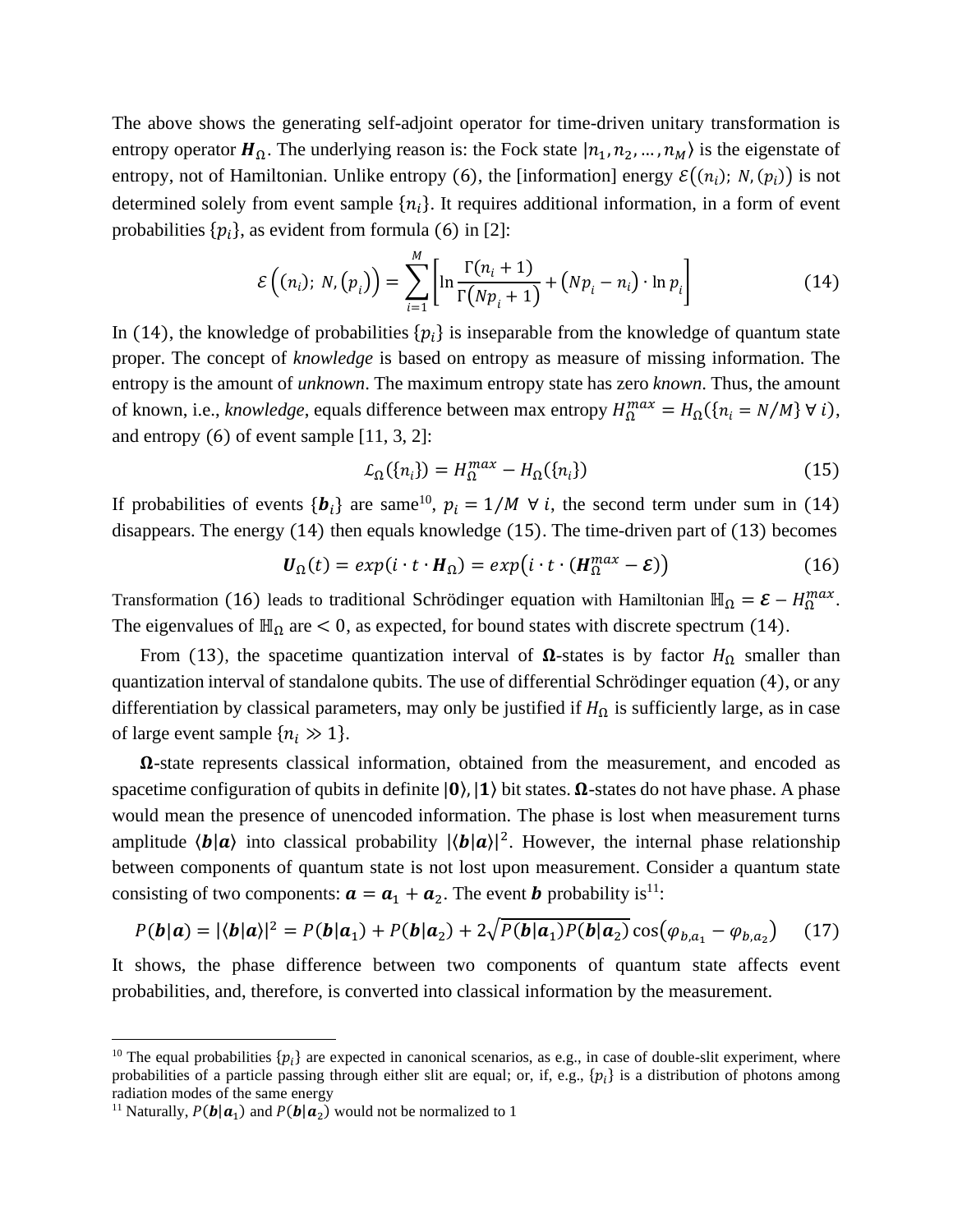The above shows the generating self-adjoint operator for time-driven unitary transformation is entropy operator $\boldsymbol{H}_\Omega$. The underlying reason is: the Fock state $|n_1, n_2, \dots, n_M\rangle$ is the eigenstate of entropy, not of Hamiltonian. Unlike entropy (6), the [information] energy $\mathcal{E}\big((n_i);\ N, (p_i)\big)$ is not determined solely from event sample $\{n_i\}$. It requires additional information, in a form of event probabilities $\{p_i\}$, as evident from formula (6) in [2]:

$$\mathcal{E}\left((n_i);\ N, \left(p_i\right)\right) = \sum_{i=1}^{M} \left[ \ln \frac{\Gamma(n_i + 1)}{\Gamma\left(Np_i + 1\right)} + \left(Np_i - n_i\right) \cdot \ln p_i \right] \tag{14}$$

In (14), the knowledge of probabilities $\{p_i\}$ is inseparable from the knowledge of quantum state proper. The concept of *knowledge* is based on entropy as measure of missing information. The entropy is the amount of *unknown*. The maximum entropy state has zero *known*. Thus, the amount of known, i.e., *knowledge*, equals difference between max entropy $H_\Omega^{max} = H_\Omega(\{n_i = N/M\}\ \forall\ i)$, and entropy (6) of event sample [11, 3, 2]:

$$\mathcal{L}_\Omega(\{n_i\}) = H_\Omega^{max} - H_\Omega(\{n_i\}) \tag{15}$$

If probabilities of events $\{\boldsymbol{b}_i\}$ are same[10], $p_i = 1/M\ \forall\ i$, the second term under sum in (14) disappears. The energy (14) then equals knowledge (15). The time-driven part of (13) becomes

$$\boldsymbol{U}_\Omega(t) = exp(i \cdot t \cdot \boldsymbol{H}_\Omega) = exp\big(i \cdot t \cdot (\boldsymbol{H}_\Omega^{max} - \boldsymbol{\mathcal{E}})\big) \tag{16}$$

Transformation (16) leads to traditional Schrödinger equation with Hamiltonian $\mathbb{H}_\Omega = \boldsymbol{\mathcal{E}} - H_\Omega^{max}$. The eigenvalues of $\mathbb{H}_\Omega$ are $< 0$, as expected, for bound states with discrete spectrum (14).

From (13), the spacetime quantization interval of $\boldsymbol{\Omega}$-states is by factor $H_\Omega$ smaller than quantization interval of standalone qubits. The use of differential Schrödinger equation (4), or any differentiation by classical parameters, may only be justified if $H_\Omega$ is sufficiently large, as in case of large event sample $\{n_i \gg 1\}$.

$\boldsymbol{\Omega}$-state represents classical information, obtained from the measurement, and encoded as spacetime configuration of qubits in definite $|\boldsymbol{0}\rangle, |\boldsymbol{1}\rangle$ bit states. $\boldsymbol{\Omega}$-states do not have phase. A phase would mean the presence of unencoded information. The phase is lost when measurement turns amplitude $\langle \boldsymbol{b}|\boldsymbol{a}\rangle$ into classical probability $|\langle \boldsymbol{b}|\boldsymbol{a}\rangle|^2$. However, the internal phase relationship between components of quantum state is not lost upon measurement. Consider a quantum state consisting of two components: $\boldsymbol{a} = \boldsymbol{a}_1 + \boldsymbol{a}_2$. The event $\boldsymbol{b}$ probability is[11]:

$$P(\boldsymbol{b}|\boldsymbol{a}) = |\langle \boldsymbol{b}|\boldsymbol{a}\rangle|^2 = P(\boldsymbol{b}|\boldsymbol{a}_1) + P(\boldsymbol{b}|\boldsymbol{a}_2) + 2\sqrt{P(\boldsymbol{b}|\boldsymbol{a}_1)P(\boldsymbol{b}|\boldsymbol{a}_2)}\cos\left(\varphi_{b,a_1} - \varphi_{b,a_2}\right) \tag{17}$$

It shows, the phase difference between two components of quantum state affects event probabilities, and, therefore, is converted into classical information by the measurement.

---

[10] The equal probabilities $\{p_i\}$ are expected in canonical scenarios, as e.g., in case of double-slit experiment, where probabilities of a particle passing through either slit are equal; or, if, e.g., $\{p_i\}$ is a distribution of photons among radiation modes of the same energy

[11] Naturally, $P(\boldsymbol{b}|\boldsymbol{a}_1)$ and $P(\boldsymbol{b}|\boldsymbol{a}_2)$ would not be normalized to 1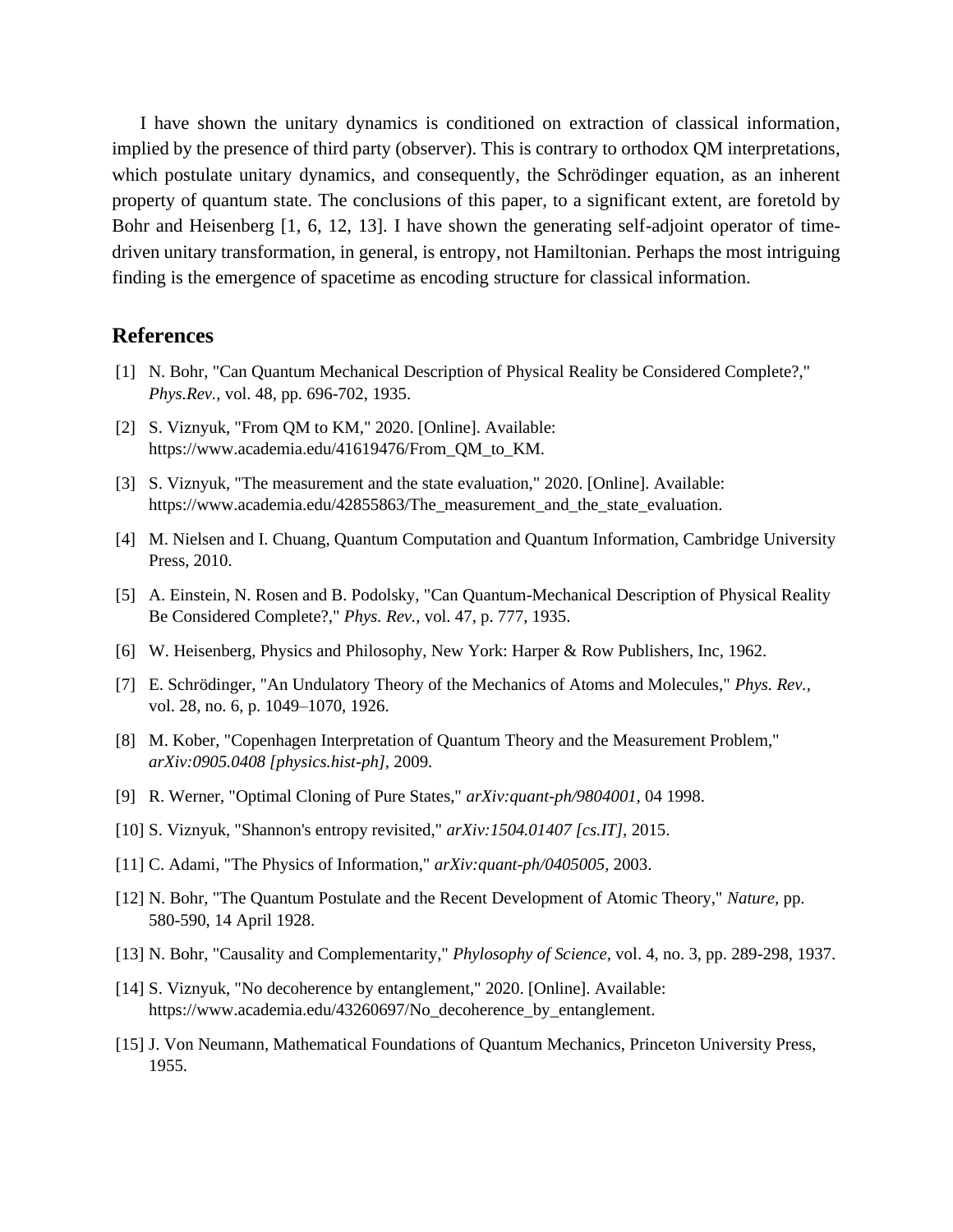I have shown the unitary dynamics is conditioned on extraction of classical information, implied by the presence of third party (observer). This is contrary to orthodox QM interpretations, which postulate unitary dynamics, and consequently, the Schrödinger equation, as an inherent property of quantum state. The conclusions of this paper, to a significant extent, are foretold by Bohr and Heisenberg [1, 6, 12, 13]. I have shown the generating self-adjoint operator of time-driven unitary transformation, in general, is entropy, not Hamiltonian. Perhaps the most intriguing finding is the emergence of spacetime as encoding structure for classical information.

## References

[1] N. Bohr, "Can Quantum Mechanical Description of Physical Reality be Considered Complete?," *Phys.Rev.,* vol. 48, pp. 696-702, 1935.

[2] S. Viznyuk, "From QM to KM," 2020. [Online]. Available: https://www.academia.edu/41619476/From_QM_to_KM.

[3] S. Viznyuk, "The measurement and the state evaluation," 2020. [Online]. Available: https://www.academia.edu/42855863/The_measurement_and_the_state_evaluation.

[4] M. Nielsen and I. Chuang, Quantum Computation and Quantum Information, Cambridge University Press, 2010.

[5] A. Einstein, N. Rosen and B. Podolsky, "Can Quantum-Mechanical Description of Physical Reality Be Considered Complete?," *Phys. Rev.,* vol. 47, p. 777, 1935.

[6] W. Heisenberg, Physics and Philosophy, New York: Harper & Row Publishers, Inc, 1962.

[7] E. Schrödinger, "An Undulatory Theory of the Mechanics of Atoms and Molecules," *Phys. Rev.,* vol. 28, no. 6, p. 1049–1070, 1926.

[8] M. Kober, "Copenhagen Interpretation of Quantum Theory and the Measurement Problem," *arXiv:0905.0408 [physics.hist-ph],* 2009.

[9] R. Werner, "Optimal Cloning of Pure States," *arXiv:quant-ph/9804001,* 04 1998.

[10] S. Viznyuk, "Shannon's entropy revisited," *arXiv:1504.01407 [cs.IT],* 2015.

[11] C. Adami, "The Physics of Information," *arXiv:quant-ph/0405005,* 2003.

[12] N. Bohr, "The Quantum Postulate and the Recent Development of Atomic Theory," *Nature,* pp. 580-590, 14 April 1928.

[13] N. Bohr, "Causality and Complementarity," *Phylosophy of Science,* vol. 4, no. 3, pp. 289-298, 1937.

[14] S. Viznyuk, "No decoherence by entanglement," 2020. [Online]. Available: https://www.academia.edu/43260697/No_decoherence_by_entanglement.

[15] J. Von Neumann, Mathematical Foundations of Quantum Mechanics, Princeton University Press, 1955.